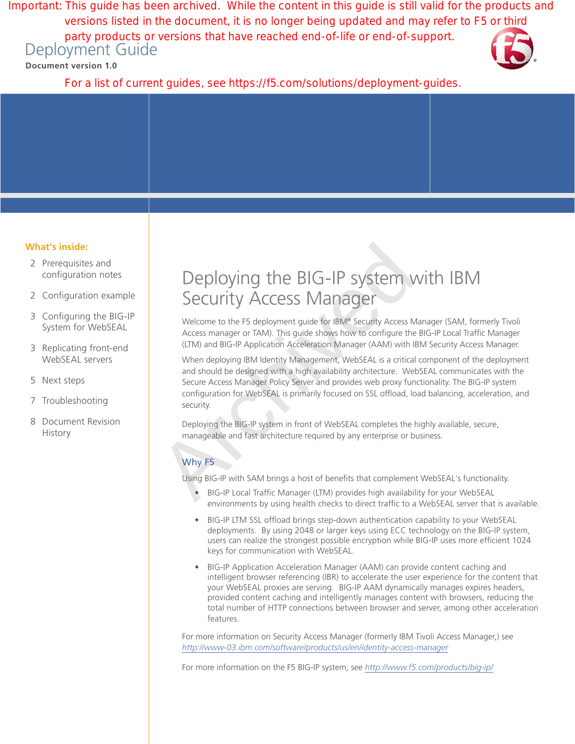Important: This guide has been archived. While the content in this guide is still valid for the products and versions listed in the document, it is no longer being updated and may refer to F5 or third party products or versions that have reached end-of-life or end-of-support.

Deployment Guide

**Document version 1.0**

For a list of current guides, see https://f5.com/solutions/deployment-guides.

**What's inside:**

- 2 Prerequisites and configuration notes
- 2 Configuration example
- 3 Configuring the BIG-IP System for WebSEAL
- 3 Replicating front-end WebSEAL servers
- 5 Next steps
- 7 Troubleshooting
- 8 Document Revision History

# Deploying the BIG-IP system with IBM Security Access Manager

Welcome to the F5 deployment guide for IBM® Security Access Manager (SAM, formerly Tivoli Access manager or TAM). This guide shows how to configure the BIG-IP Local Traffic Manager (LTM) and BIG-IP Application Acceleration Manager (AAM) with IBM Security Access Manager.

When deploying IBM Identity Management, WebSEAL is a critical component of the deployment and should be designed with a high availability architecture. WebSEAL communicates with the Secure Access Manager Policy Server and provides web proxy functionality. The BIG-IP system configuration for WebSEAL is primarily focused on SSL offload, load balancing, acceleration, and security.

Deploying the BIG-IP system in front of WebSEAL completes the highly available, secure, manageable and fast architecture required by any enterprise or business.

## Why F5

Using BIG-IP with SAM brings a host of benefits that complement WebSEAL's functionality.

- BIG-IP Local Traffic Manager (LTM) provides high availability for your WebSEAL environments by using health checks to direct traffic to a WebSEAL server that is available.
- BIG-IP LTM SSL offload brings step-down authentication capability to your WebSEAL deployments. By using 2048 or larger keys using ECC technology on the BIG-IP system, users can realize the strongest possible encryption while BIG-IP uses more efficient 1024 keys for communication with WebSEAL.
- BIG-IP Application Acceleration Manager (AAM) can provide content caching and intelligent browser referencing (IBR) to accelerate the user experience for the content that your WebSEAL proxies are serving. BIG-IP AAM dynamically manages expires headers, provided content caching and intelligently manages content with browsers, reducing the total number of HTTP connections between browser and server, among other acceleration features.

For more information on Security Access Manager (formerly IBM Tivoli Access Manager,) see *http://www-03.ibm.com/software/products/us/en/identity-access-manager*

For more information on the F5 BIG-IP system, see *http://www.f5.com/products/big-ip/*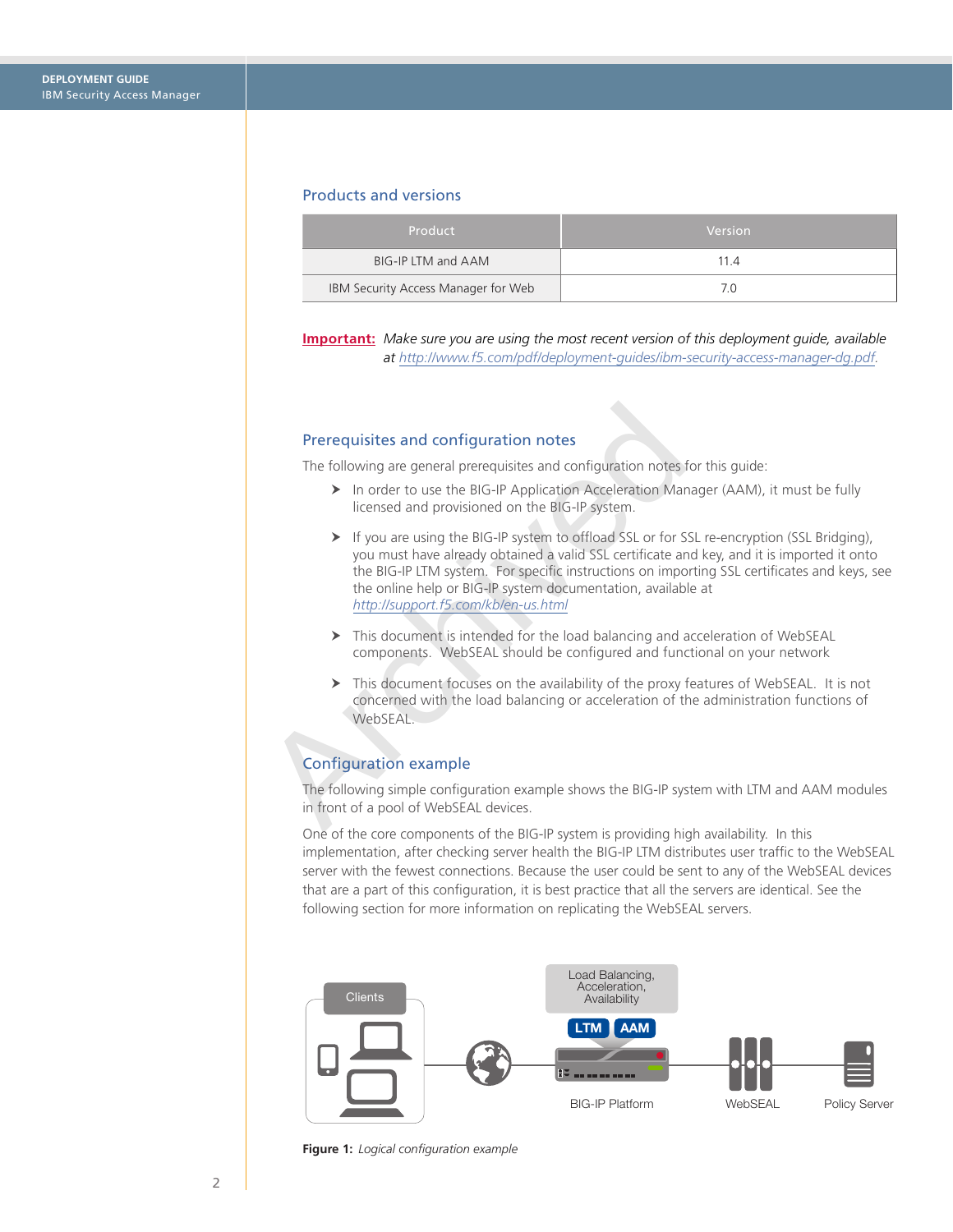## Products and versions

| Product | Version |
|---|---|
| BIG-IP LTM and AAM | 11.4 |
| IBM Security Access Manager for Web | 7.0 |

**Important:** *Make sure you are using the most recent version of this deployment guide, available at http://www.f5.com/pdf/deployment-guides/ibm-security-access-manager-dg.pdf.*

## Prerequisites and configuration notes

The following are general prerequisites and configuration notes for this guide:

- In order to use the BIG-IP Application Acceleration Manager (AAM), it must be fully licensed and provisioned on the BIG-IP system.
- If you are using the BIG-IP system to offload SSL or for SSL re-encryption (SSL Bridging), you must have already obtained a valid SSL certificate and key, and it is imported it onto the BIG-IP LTM system. For specific instructions on importing SSL certificates and keys, see the online help or BIG-IP system documentation, available at http://support.f5.com/kb/en-us.html
- This document is intended for the load balancing and acceleration of WebSEAL components. WebSEAL should be configured and functional on your network
- This document focuses on the availability of the proxy features of WebSEAL. It is not concerned with the load balancing or acceleration of the administration functions of WebSEAL.

## Configuration example

The following simple configuration example shows the BIG-IP system with LTM and AAM modules in front of a pool of WebSEAL devices.

One of the core components of the BIG-IP system is providing high availability. In this implementation, after checking server health the BIG-IP LTM distributes user traffic to the WebSEAL server with the fewest connections. Because the user could be sent to any of the WebSEAL devices that are a part of this configuration, it is best practice that all the servers are identical. See the following section for more information on replicating the WebSEAL servers.

**Figure 1:** *Logical configuration example*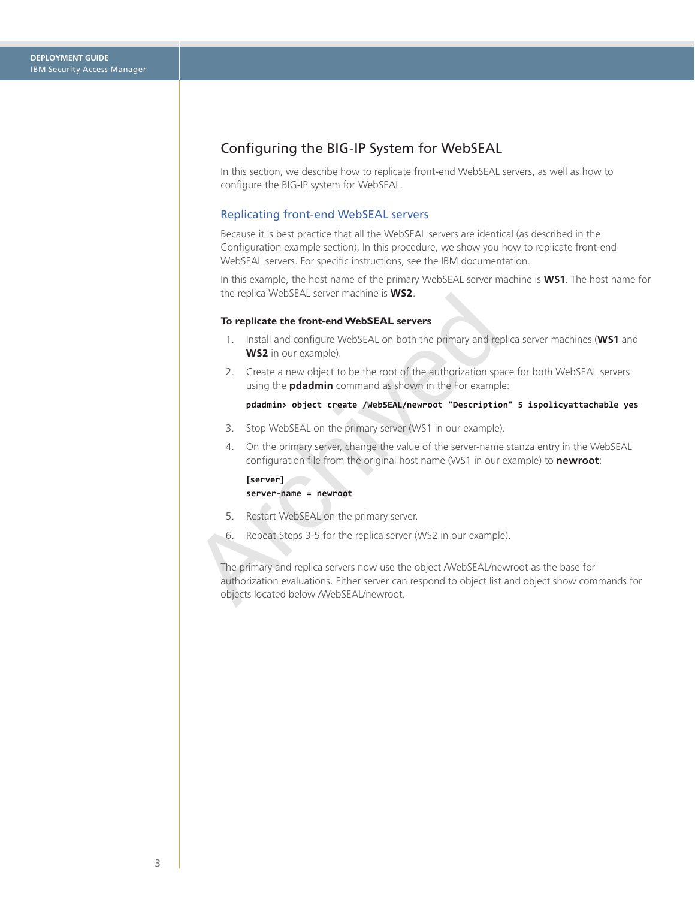## Configuring the BIG-IP System for WebSEAL

In this section, we describe how to replicate front-end WebSEAL servers, as well as how to configure the BIG-IP system for WebSEAL.

### Replicating front-end WebSEAL servers

Because it is best practice that all the WebSEAL servers are identical (as described in the Configuration example section), In this procedure, we show you how to replicate front-end WebSEAL servers. For specific instructions, see the IBM documentation.

In this example, the host name of the primary WebSEAL server machine is **WS1**. The host name for the replica WebSEAL server machine is **WS2**.

**To replicate the front-end WebSEAL servers**

1. Install and configure WebSEAL on both the primary and replica server machines (**WS1** and **WS2** in our example).

2. Create a new object to be the root of the authorization space for both WebSEAL servers using the **pdadmin** command as shown in the For example:

   ```
   pdadmin> object create /WebSEAL/newroot "Description" 5 ispolicyattachable yes
   ```

3. Stop WebSEAL on the primary server (WS1 in our example).

4. On the primary server, change the value of the server-name stanza entry in the WebSEAL configuration file from the original host name (WS1 in our example) to **newroot**:

   ```
   [server]
   server-name = newroot
   ```

5. Restart WebSEAL on the primary server.

6. Repeat Steps 3-5 for the replica server (WS2 in our example).

The primary and replica servers now use the object /WebSEAL/newroot as the base for authorization evaluations. Either server can respond to object list and object show commands for objects located below /WebSEAL/newroot.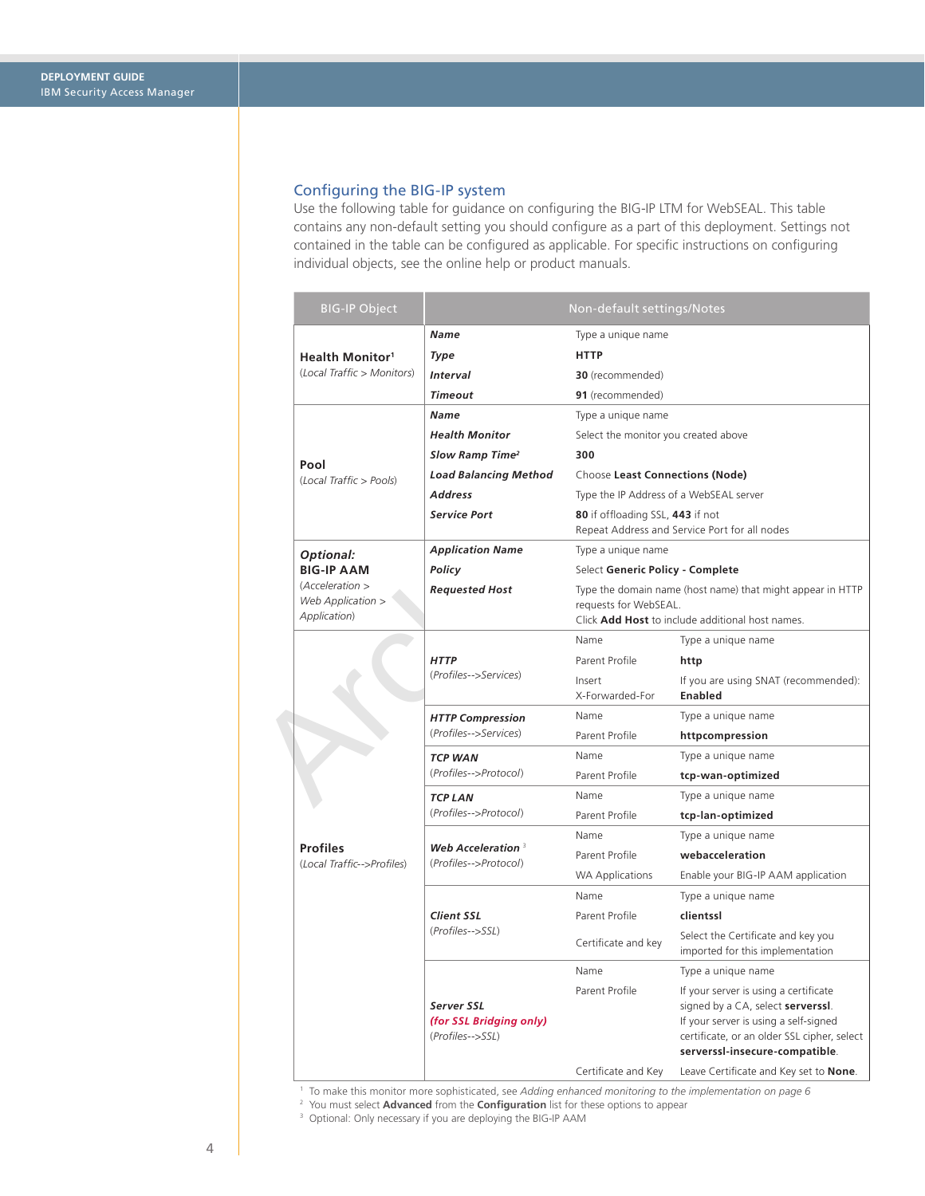## Configuring the BIG-IP system

Use the following table for guidance on configuring the BIG-IP LTM for WebSEAL. This table contains any non-default setting you should configure as a part of this deployment. Settings not contained in the table can be configured as applicable. For specific instructions on configuring individual objects, see the online help or product manuals.

| BIG-IP Object | Non-default settings/Notes | | |
|---|---|---|---|
| **Health Monitor**[1] (*Local Traffic > Monitors*) | ***Name*** | Type a unique name | |
| | ***Type*** | **HTTP** | |
| | ***Interval*** | **30** (recommended) | |
| | ***Timeout*** | **91** (recommended) | |
| **Pool** (*Local Traffic > Pools*) | ***Name*** | Type a unique name | |
| | ***Health Monitor*** | Select the monitor you created above | |
| | ***Slow Ramp Time***[2] | **300** | |
| | ***Load Balancing Method*** | Choose **Least Connections (Node)** | |
| | ***Address*** | Type the IP Address of a WebSEAL server | |
| | ***Service Port*** | **80** if offloading SSL, **443** if not<br>Repeat Address and Service Port for all nodes | |
| ***Optional:*** **BIG-IP AAM** (*Acceleration > Web Application > Application*) | ***Application Name*** | Type a unique name | |
| | ***Policy*** | Select **Generic Policy - Complete** | |
| | ***Requested Host*** | Type the domain name (host name) that might appear in HTTP requests for WebSEAL.<br>Click **Add Host** to include additional host names. | |
| **Profiles** (*Local Traffic-->Profiles*) | ***HTTP*** (*Profiles-->Services*) | Name | Type a unique name |
| | | Parent Profile | **http** |
| | | Insert X-Forwarded-For | If you are using SNAT (recommended): **Enabled** |
| | ***HTTP Compression*** (*Profiles-->Services*) | Name | Type a unique name |
| | | Parent Profile | **httpcompression** |
| | ***TCP WAN*** (*Profiles-->Protocol*) | Name | Type a unique name |
| | | Parent Profile | **tcp-wan-optimized** |
| | ***TCP LAN*** (*Profiles-->Protocol*) | Name | Type a unique name |
| | | Parent Profile | **tcp-lan-optimized** |
| | ***Web Acceleration***[3] (*Profiles-->Protocol*) | Name | Type a unique name |
| | | Parent Profile | **webacceleration** |
| | | WA Applications | Enable your BIG-IP AAM application |
| | ***Client SSL*** (*Profiles-->SSL*) | Name | Type a unique name |
| | | Parent Profile | **clientssl** |
| | | Certificate and key | Select the Certificate and key you imported for this implementation |
| | ***Server SSL*** ***(for SSL Bridging only)*** (*Profiles-->SSL*) | Name | Type a unique name |
| | | Parent Profile | If your server is using a certificate signed by a CA, select **serverssl**.<br>If your server is using a self-signed certificate, or an older SSL cipher, select **serverssl-insecure-compatible**. |
| | | Certificate and Key | Leave Certificate and Key set to **None**. |

[1] To make this monitor more sophisticated, see *Adding enhanced monitoring to the implementation on page 6*

[2] You must select **Advanced** from the **Configuration** list for these options to appear

[3] Optional: Only necessary if you are deploying the BIG-IP AAM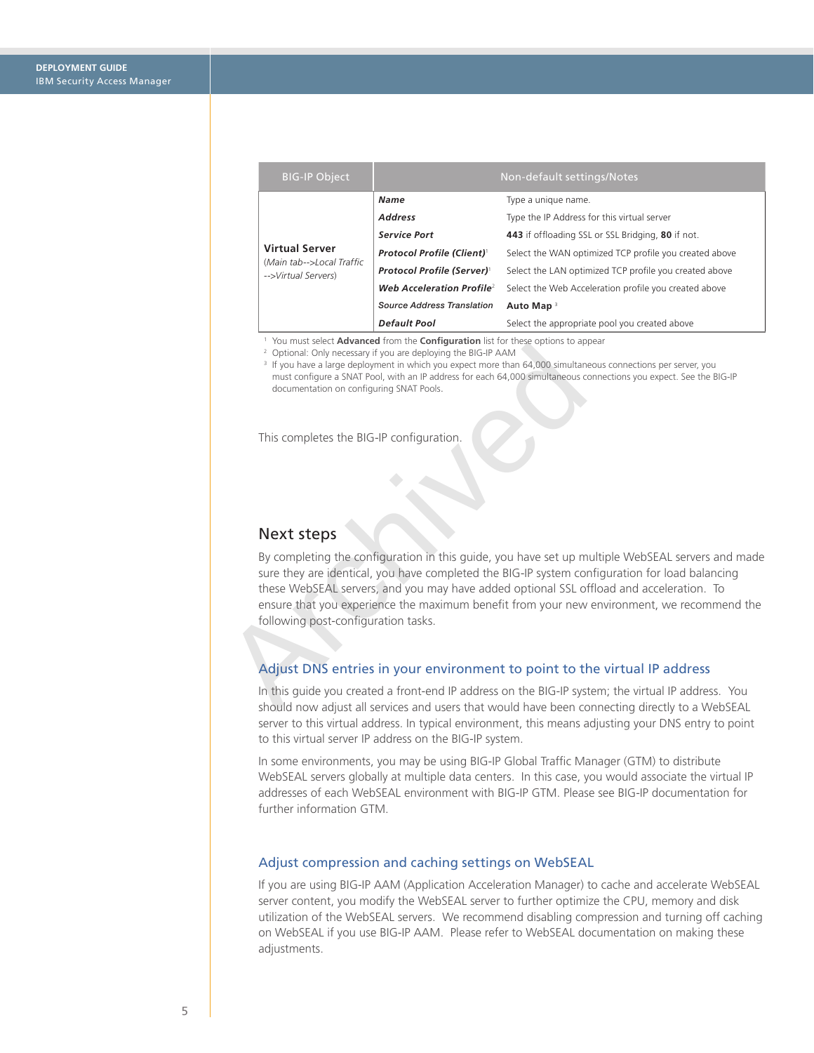| BIG-IP Object | Non-default settings/Notes | |
|---|---|---|
| **Virtual Server** (*Main tab-->Local Traffic -->Virtual Servers*) | ***Name*** | Type a unique name. |
| | ***Address*** | Type the IP Address for this virtual server |
| | ***Service Port*** | **443** if offloading SSL or SSL Bridging, **80** if not. |
| | ***Protocol Profile (Client)***[1] | Select the WAN optimized TCP profile you created above |
| | ***Protocol Profile (Server)***[1] | Select the LAN optimized TCP profile you created above |
| | ***Web Acceleration Profile***[2] | Select the Web Acceleration profile you created above |
| | *Source Address Translation* | **Auto Map** [3] |
| | ***Default Pool*** | Select the appropriate pool you created above |

[1] You must select **Advanced** from the **Configuration** list for these options to appear
[2] Optional: Only necessary if you are deploying the BIG-IP AAM
[3] If you have a large deployment in which you expect more than 64,000 simultaneous connections per server, you must configure a SNAT Pool, with an IP address for each 64,000 simultaneous connections you expect. See the BIG-IP documentation on configuring SNAT Pools.

This completes the BIG-IP configuration.

## Next steps

By completing the configuration in this guide, you have set up multiple WebSEAL servers and made sure they are identical, you have completed the BIG-IP system configuration for load balancing these WebSEAL servers, and you may have added optional SSL offload and acceleration. To ensure that you experience the maximum benefit from your new environment, we recommend the following post-configuration tasks.

### Adjust DNS entries in your environment to point to the virtual IP address

In this guide you created a front-end IP address on the BIG-IP system; the virtual IP address. You should now adjust all services and users that would have been connecting directly to a WebSEAL server to this virtual address. In typical environment, this means adjusting your DNS entry to point to this virtual server IP address on the BIG-IP system.

In some environments, you may be using BIG-IP Global Traffic Manager (GTM) to distribute WebSEAL servers globally at multiple data centers. In this case, you would associate the virtual IP addresses of each WebSEAL environment with BIG-IP GTM. Please see BIG-IP documentation for further information GTM.

### Adjust compression and caching settings on WebSEAL

If you are using BIG-IP AAM (Application Acceleration Manager) to cache and accelerate WebSEAL server content, you modify the WebSEAL server to further optimize the CPU, memory and disk utilization of the WebSEAL servers. We recommend disabling compression and turning off caching on WebSEAL if you use BIG-IP AAM. Please refer to WebSEAL documentation on making these adjustments.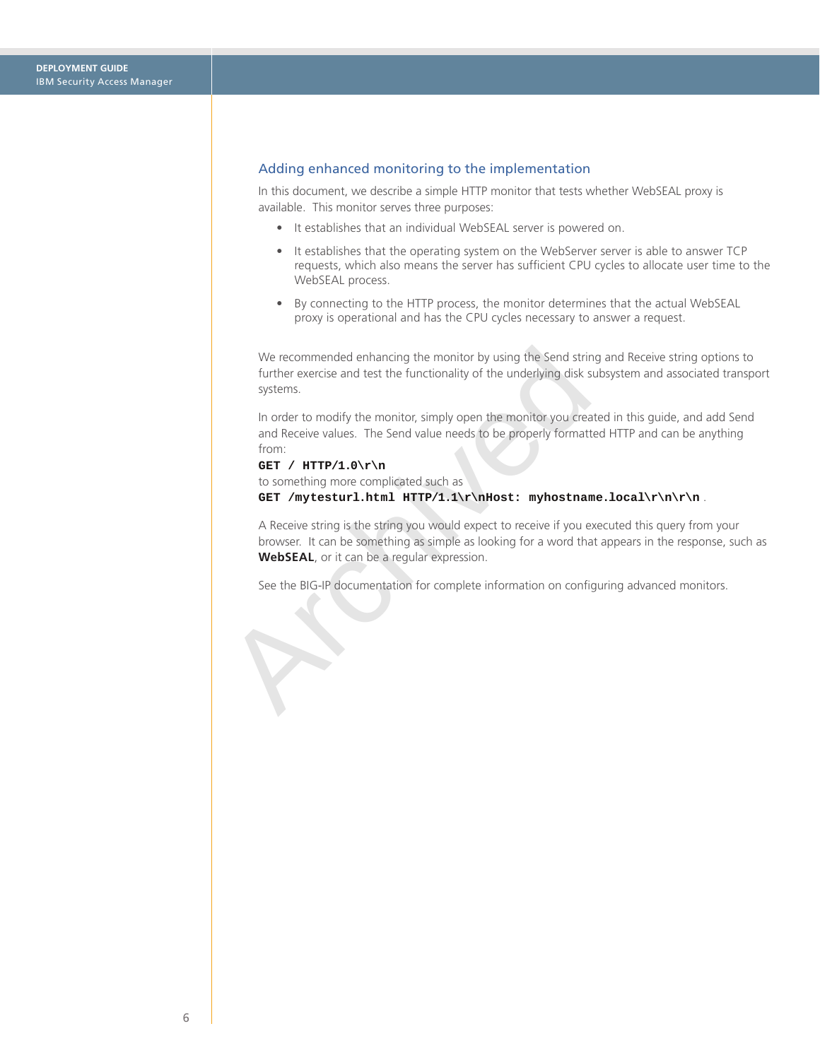## Adding enhanced monitoring to the implementation

In this document, we describe a simple HTTP monitor that tests whether WebSEAL proxy is available. This monitor serves three purposes:

- It establishes that an individual WebSEAL server is powered on.
- It establishes that the operating system on the WebServer server is able to answer TCP requests, which also means the server has sufficient CPU cycles to allocate user time to the WebSEAL process.
- By connecting to the HTTP process, the monitor determines that the actual WebSEAL proxy is operational and has the CPU cycles necessary to answer a request.

We recommended enhancing the monitor by using the Send string and Receive string options to further exercise and test the functionality of the underlying disk subsystem and associated transport systems.

In order to modify the monitor, simply open the monitor you created in this guide, and add Send and Receive values. The Send value needs to be properly formatted HTTP and can be anything from:

**`GET / HTTP/1.0\r\n`**

to something more complicated such as

**`GET /mytesturl.html HTTP/1.1\r\nHost: myhostname.local\r\n\r\n`** .

A Receive string is the string you would expect to receive if you executed this query from your browser. It can be something as simple as looking for a word that appears in the response, such as **WebSEAL**, or it can be a regular expression.

See the BIG-IP documentation for complete information on configuring advanced monitors.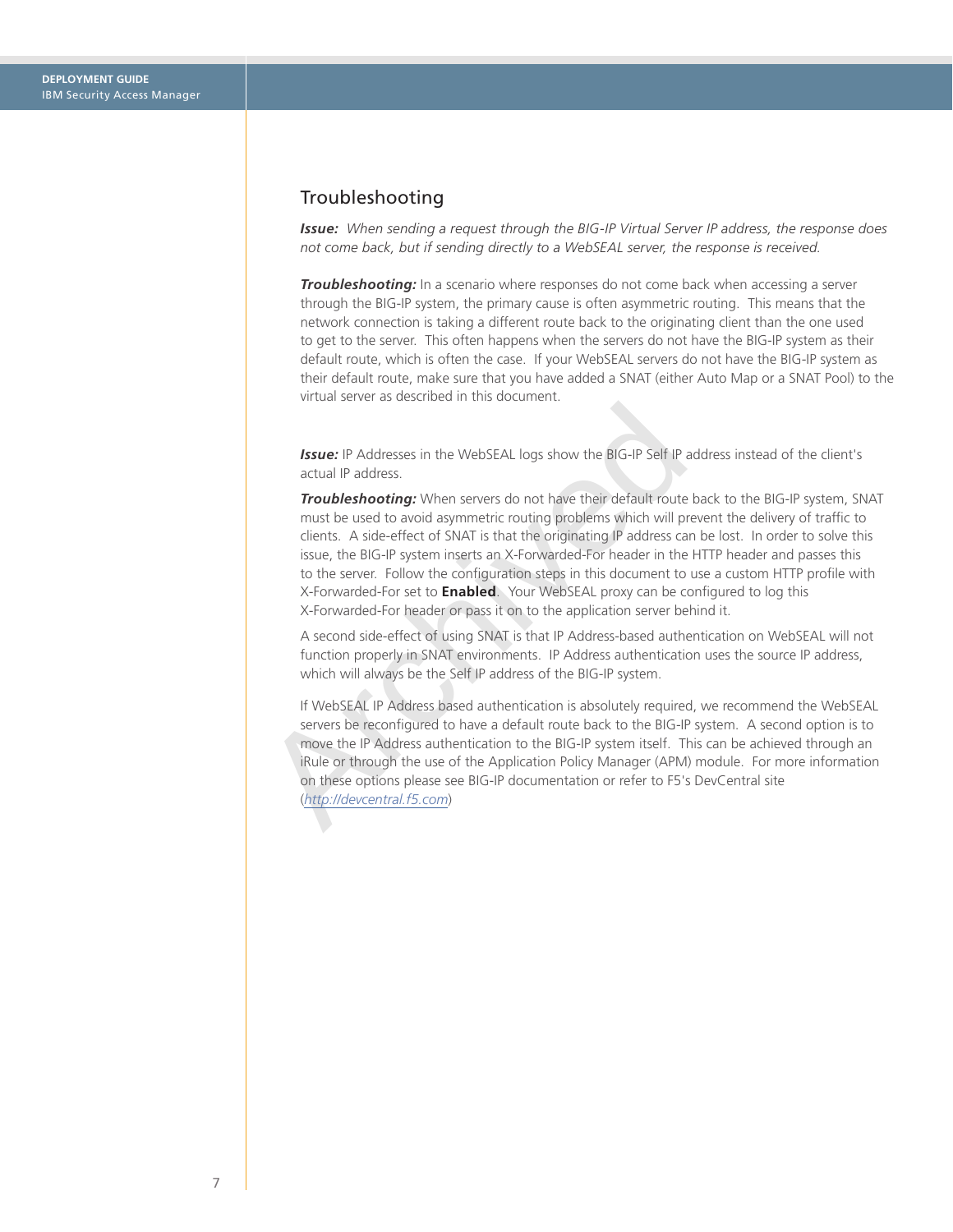## Troubleshooting

***Issue:*** *When sending a request through the BIG-IP Virtual Server IP address, the response does not come back, but if sending directly to a WebSEAL server, the response is received.*

***Troubleshooting:*** In a scenario where responses do not come back when accessing a server through the BIG-IP system, the primary cause is often asymmetric routing. This means that the network connection is taking a different route back to the originating client than the one used to get to the server. This often happens when the servers do not have the BIG-IP system as their default route, which is often the case. If your WebSEAL servers do not have the BIG-IP system as their default route, make sure that you have added a SNAT (either Auto Map or a SNAT Pool) to the virtual server as described in this document.

***Issue:*** IP Addresses in the WebSEAL logs show the BIG-IP Self IP address instead of the client's actual IP address.

***Troubleshooting:*** When servers do not have their default route back to the BIG-IP system, SNAT must be used to avoid asymmetric routing problems which will prevent the delivery of traffic to clients. A side-effect of SNAT is that the originating IP address can be lost. In order to solve this issue, the BIG-IP system inserts an X-Forwarded-For header in the HTTP header and passes this to the server. Follow the configuration steps in this document to use a custom HTTP profile with X-Forwarded-For set to **Enabled**. Your WebSEAL proxy can be configured to log this X-Forwarded-For header or pass it on to the application server behind it.

A second side-effect of using SNAT is that IP Address-based authentication on WebSEAL will not function properly in SNAT environments. IP Address authentication uses the source IP address, which will always be the Self IP address of the BIG-IP system.

If WebSEAL IP Address based authentication is absolutely required, we recommend the WebSEAL servers be reconfigured to have a default route back to the BIG-IP system. A second option is to move the IP Address authentication to the BIG-IP system itself. This can be achieved through an iRule or through the use of the Application Policy Manager (APM) module. For more information on these options please see BIG-IP documentation or refer to F5's DevCentral site (*http://devcentral.f5.com*)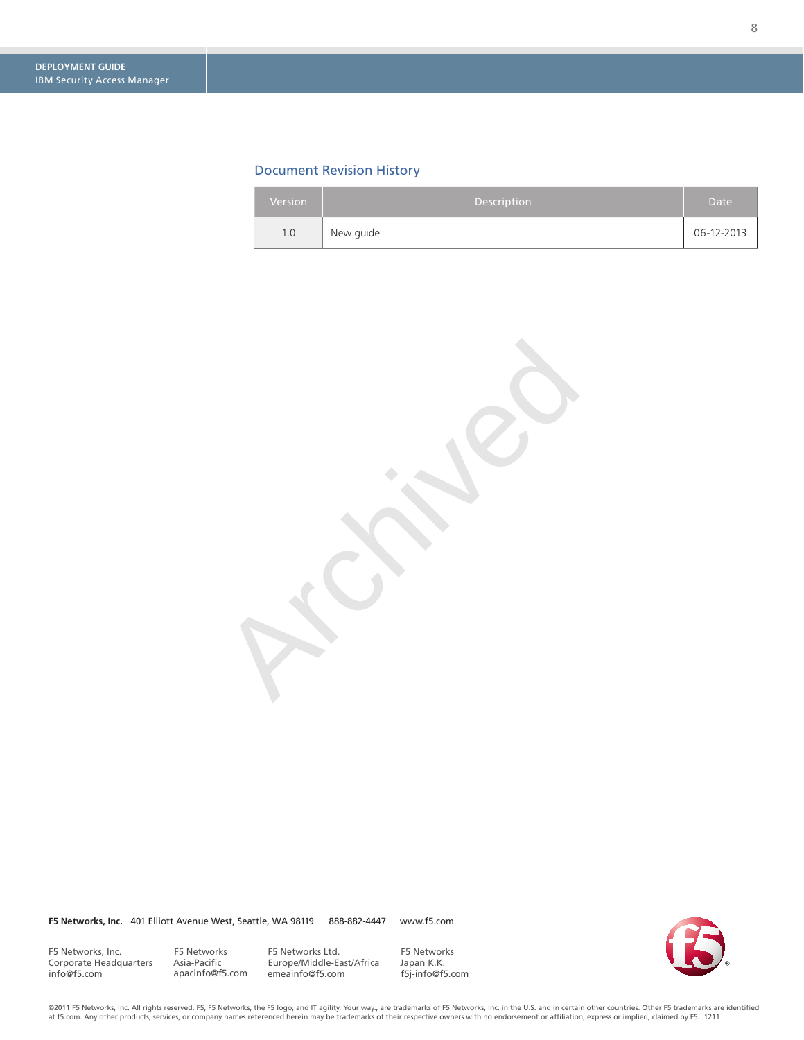## Document Revision History

| Version | Description | Date |
|---|---|---|
| 1.0 | New guide | 06-12-2013 |

Archived

**F5 Networks, Inc.** 401 Elliott Avenue West, Seattle, WA 98119 888-882-4447 www.f5.com

F5 Networks, Inc.
Corporate Headquarters
info@f5.com

F5 Networks
Asia-Pacific
apacinfo@f5.com

F5 Networks Ltd.
Europe/Middle-East/Africa
emeainfo@f5.com

F5 Networks
Japan K.K.
f5j-info@f5.com

©2011 F5 Networks, Inc. All rights reserved. F5, F5 Networks, the F5 logo, and IT agility. Your way., are trademarks of F5 Networks, Inc. in the U.S. and in certain other countries. Other F5 trademarks are identified at f5.com. Any other products, services, or company names referenced herein may be trademarks of their respective owners with no endorsement or affiliation, express or implied, claimed by F5. 1211